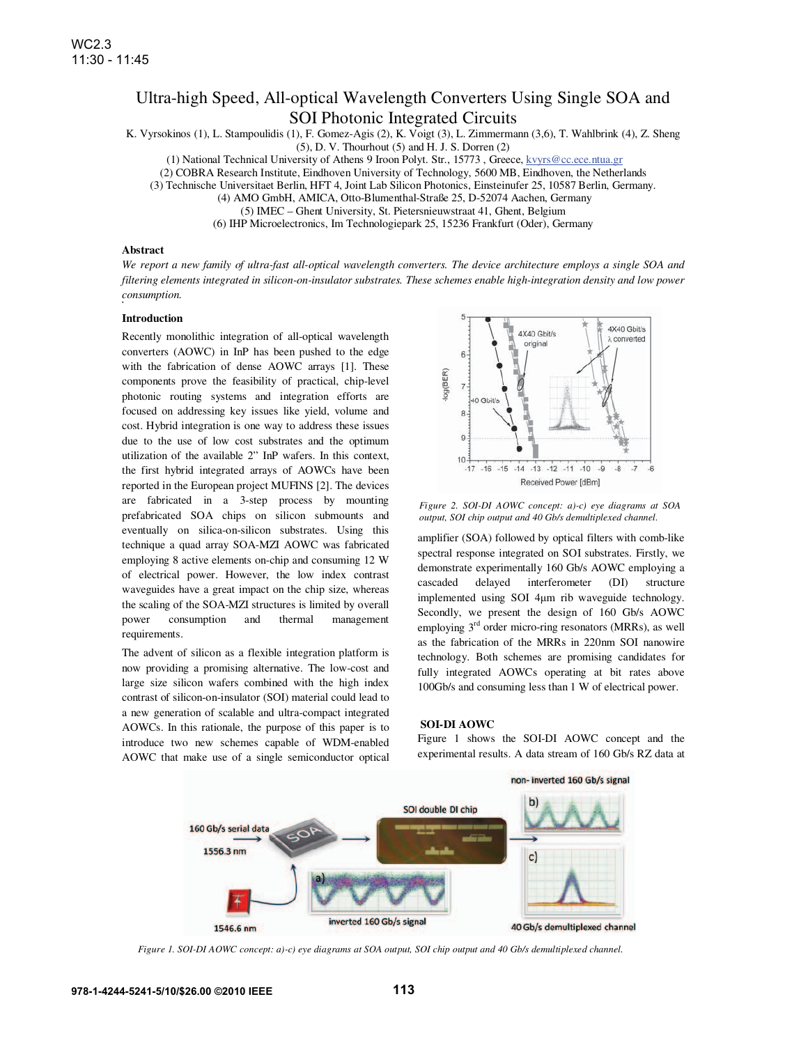# Ultra-high Speed, All-optical Wavelength Converters Using Single SOA and SOI Photonic Integrated Circuits

K. Vyrsokinos (1), L. Stampoulidis (1), F. Gomez-Agis (2), K. Voigt (3), L. Zimmermann (3,6), T. Wahlbrink (4), Z. Sheng (5), D. V. Thourhout (5) and H. J. S. Dorren (2)

(1) National Technical University of Athens 9 Iroon Polyt. Str., 15773 , Greece, kvyrs@cc.ece.ntua.gr

(2) COBRA Research Institute, Eindhoven University of Technology, 5600 MB, Eindhoven, the Netherlands

(3) Technische Universitaet Berlin, HFT 4, Joint Lab Silicon Photonics, Einsteinufer 25, 10587 Berlin, Germany.

(4) AMO GmbH, AMICA, Otto-Blumenthal-Straße 25, D-52074 Aachen, Germany

(5) IMEC – Ghent University, St. Pietersnieuwstraat 41, Ghent, Belgium

(6) IHP Microelectronics, Im Technologiepark 25, 15236 Frankfurt (Oder), Germany

### Abstract

*We report a new family of ultra-fast all-optical wavelength converters. The device architecture employs a single SOA and filtering elements integrated in silicon-on-insulator substrates. These schemes enable high-integration density and low power consumption.*

### Introduction

Recently monolithic integration of all-optical wavelength converters (AOWC) in InP has been pushed to the edge with the fabrication of dense AOWC arrays [1]. These components prove the feasibility of practical, chip-level photonic routing systems and integration efforts are focused on addressing key issues like yield, volume and cost. Hybrid integration is one way to address these issues due to the use of low cost substrates and the optimum utilization of the available 2" InP wafers. In this context, the first hybrid integrated arrays of AOWCs have been reported in the European project MUFINS [2]. The devices are fabricated in a 3-step process by mounting prefabricated SOA chips on silicon submounts and eventually on silica-on-silicon substrates. Using this technique a quad array SOA-MZI AOWC was fabricated employing 8 active elements on-chip and consuming 12 W of electrical power. However, the low index contrast waveguides have a great impact on the chip size, whereas the scaling of the SOA-MZI structures is limited by overall power consumption and thermal management requirements.

The advent of silicon as a flexible integration platform is now providing a promising alternative. The low-cost and large size silicon wafers combined with the high index contrast of silicon-on-insulator (SOI) material could lead to a new generation of scalable and ultra-compact integrated AOWCs. In this rationale, the purpose of this paper is to introduce two new schemes capable of WDM-enabled AOWC that make use of a single semiconductor optical amplifier (SOA) followed by optical filters with comb-like spectral response integrated on SOI substrates. Firstly, we demonstrate experimentally 160 Gb/s AOWC employing a cascaded delayed interferometer (DI) structure implemented using SOI 4μm rib waveguide technology. Secondly, we present the design of 160 Gb/s AOWC employing 3rd order micro-ring resonators (MRRs), as well as the fabrication of the MRRs in 220nm SOI nanowire technology. Both schemes are promising candidates for fully integrated AOWCs operating at bit rates above 100Gb/s and consuming less than 1 W of electrical power.

*Figure 2. SOI-DI AOWC concept: a)-c) eye diagrams at SOA output, SOI chip output and 40 Gb/s demultiplexed channel.*

### SOI-DI AOWC

Figure 1 shows the SOI-DI AOWC concept and the experimental results. A data stream of 160 Gb/s RZ data at

*Figure 1. SOI-DI AOWC concept: a)-c) eye diagrams at SOA output, SOI chip output and 40 Gb/s demultiplexed channel.*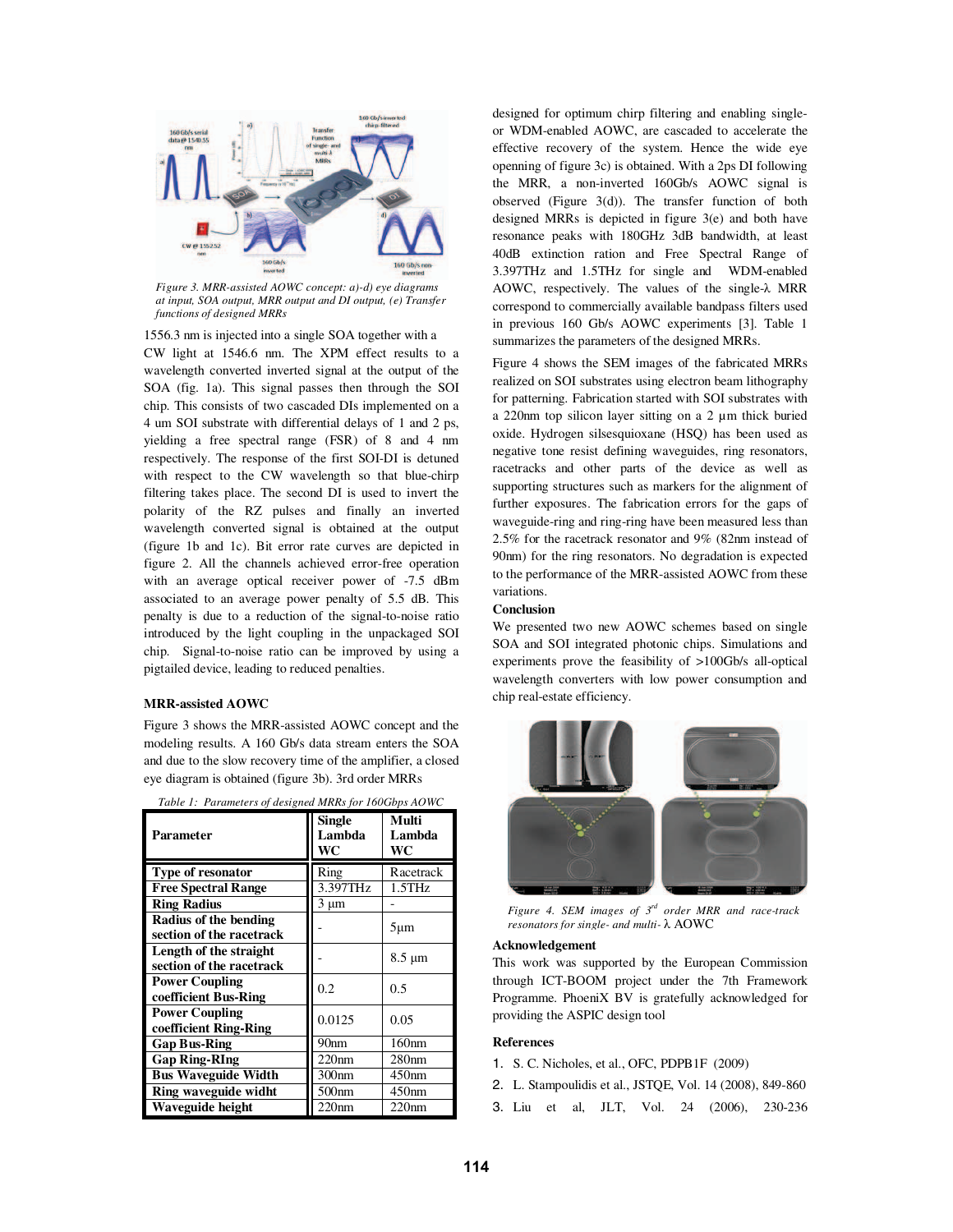Figure 3. MRR-assisted AOWC concept: a)-d) eye diagrams at input, SOA output, MRR output and DI output, (e) Transfer functions of designed MRRs

1556.3 nm is injected into a single SOA together with a CW light at 1546.6 nm. The XPM effect results to a wavelength converted inverted signal at the output of the SOA (fig. 1a). This signal passes then through the SOI chip. This consists of two cascaded DIs implemented on a 4 um SOI substrate with differential delays of 1 and 2 ps, yielding a free spectral range (FSR) of 8 and 4 nm respectively. The response of the first SOI-DI is detuned with respect to the CW wavelength so that blue-chirp filtering takes place. The second DI is used to invert the polarity of the RZ pulses and finally an inverted wavelength converted signal is obtained at the output (figure 1b and 1c). Bit error rate curves are depicted in figure 2. All the channels achieved error-free operation with an average optical receiver power of -7.5 dBm associated to an average power penalty of 5.5 dB. This penalty is due to a reduction of the signal-to-noise ratio introduced by the light coupling in the unpackaged SOI chip. Signal-to-noise ratio can be improved by using a pigtailed device, leading to reduced penalties.

## MRR-assisted AOWC

Figure 3 shows the MRR-assisted AOWC concept and the modeling results. A 160 Gb/s data stream enters the SOA and due to the slow recovery time of the amplifier, a closed eye diagram is obtained (figure 3b). 3rd order MRRs designed for optimum chirp filtering and enabling single- or WDM-enabled AOWC, are cascaded to accelerate the effective recovery of the system. Hence the wide eye openning of figure 3c) is obtained. With a 2ps DI following the MRR, a non-inverted 160Gb/s AOWC signal is observed (Figure 3(d)). The transfer function of both designed MRRs is depicted in figure 3(e) and both have resonance peaks with 180GHz 3dB bandwidth, at least 40dB extinction ration and Free Spectral Range of 3.397THz and 1.5THz for single and WDM-enabled AOWC, respectively. The values of the single-λ MRR correspond to commercially available bandpass filters used in previous 160 Gb/s AOWC experiments [3]. Table 1 summarizes the parameters of the designed MRRs.

Table 1: Parameters of designed MRRs for 160Gbps AOWC

| Parameter | Single Lambda WC | Multi Lambda WC |
|---|---|---|
| Type of resonator | Ring | Racetrack |
| Free Spectral Range | 3.397THz | 1.5THz |
| Ring Radius | 3 µm | - |
| Radius of the bending section of the racetrack | - | 5µm |
| Length of the straight section of the racetrack | - | 8.5 µm |
| Power Coupling coefficient Bus-Ring | 0.2 | 0.5 |
| Power Coupling coefficient Ring-Ring | 0.0125 | 0.05 |
| Gap Bus-Ring | 90nm | 160nm |
| Gap Ring-RIng | 220nm | 280nm |
| Bus Waveguide Width | 300nm | 450nm |
| Ring waveguide widht | 500nm | 450nm |
| Waveguide height | 220nm | 220nm |

Figure 4 shows the SEM images of the fabricated MRRs realized on SOI substrates using electron beam lithography for patterning. Fabrication started with SOI substrates with a 220nm top silicon layer sitting on a 2 µm thick buried oxide. Hydrogen silsesquioxane (HSQ) has been used as negative tone resist defining waveguides, ring resonators, racetracks and other parts of the device as well as supporting structures such as markers for the alignment of further exposures. The fabrication errors for the gaps of waveguide-ring and ring-ring have been measured less than 2.5% for the racetrack resonator and 9% (82nm instead of 90nm) for the ring resonators. No degradation is expected to the performance of the MRR-assisted AOWC from these variations.

## Conclusion

We presented two new AOWC schemes based on single SOA and SOI integrated photonic chips. Simulations and experiments prove the feasibility of >100Gb/s all-optical wavelength converters with low power consumption and chip real-estate efficiency.

Figure 4. SEM images of 3rd order MRR and race-track resonators for single- and multi- λ AOWC

## Acknowledgement

This work was supported by the European Commission through ICT-BOOM project under the 7th Framework Programme. PhoeniX BV is gratefully acknowledged for providing the ASPIC design tool

## References

1. S. C. Nicholes, et al., OFC, PDPB1F (2009)
2. L. Stampoulidis et al., JSTQE, Vol. 14 (2008), 849-860
3. Liu et al, JLT, Vol. 24 (2006), 230-236